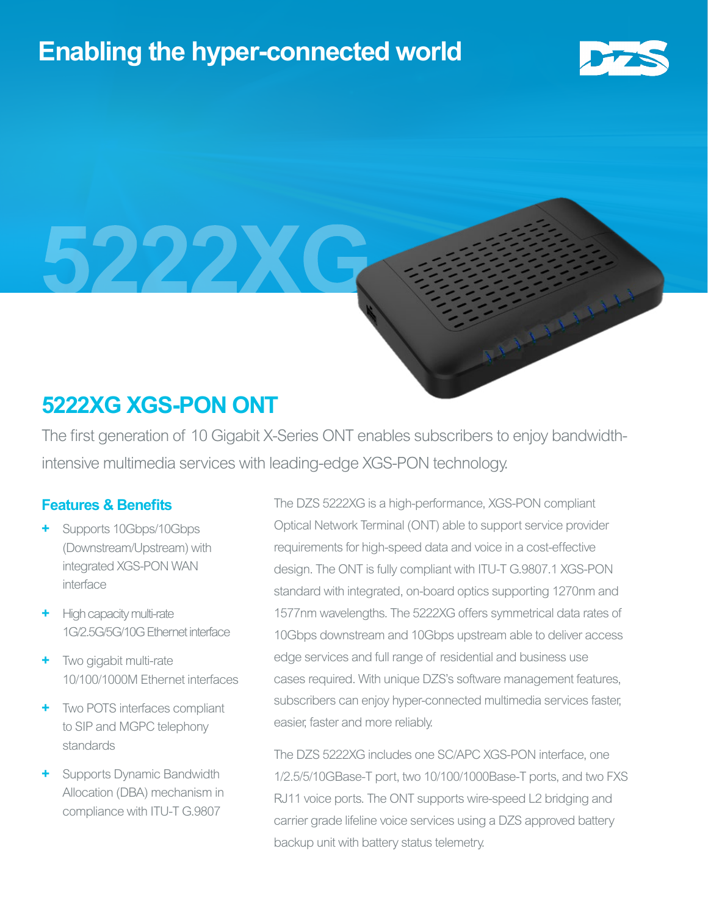# Enabling the hyper-connected world

5222XG

## 5222XG XGS-PON ONT

The first generation of 10 Gigabit X-Series ONT enables subscribers to enjoy bandwidth-intensive multimedia services with leading-edge XGS-PON technology.

### Features & Benefits

- Supports 10Gbps/10Gbps (Downstream/Upstream) with integrated XGS-PON WAN interface
- High capacity multi-rate 1G/2.5G/5G/10G Ethernet interface
- Two gigabit multi-rate 10/100/1000M Ethernet interfaces
- Two POTS interfaces compliant to SIP and MGPC telephony standards
- Supports Dynamic Bandwidth Allocation (DBA) mechanism in compliance with ITU-T G.9807

The DZS 5222XG is a high-performance, XGS-PON compliant Optical Network Terminal (ONT) able to support service provider requirements for high-speed data and voice in a cost-effective design. The ONT is fully compliant with ITU-T G.9807.1 XGS-PON standard with integrated, on-board optics supporting 1270nm and 1577nm wavelengths. The 5222XG offers symmetrical data rates of 10Gbps downstream and 10Gbps upstream able to deliver access edge services and full range of residential and business use cases required. With unique DZS's software management features, subscribers can enjoy hyper-connected multimedia services faster, easier, faster and more reliably.

The DZS 5222XG includes one SC/APC XGS-PON interface, one 1/2.5/5/10GBase-T port, two 10/100/1000Base-T ports, and two FXS RJ11 voice ports. The ONT supports wire-speed L2 bridging and carrier grade lifeline voice services using a DZS approved battery backup unit with battery status telemetry.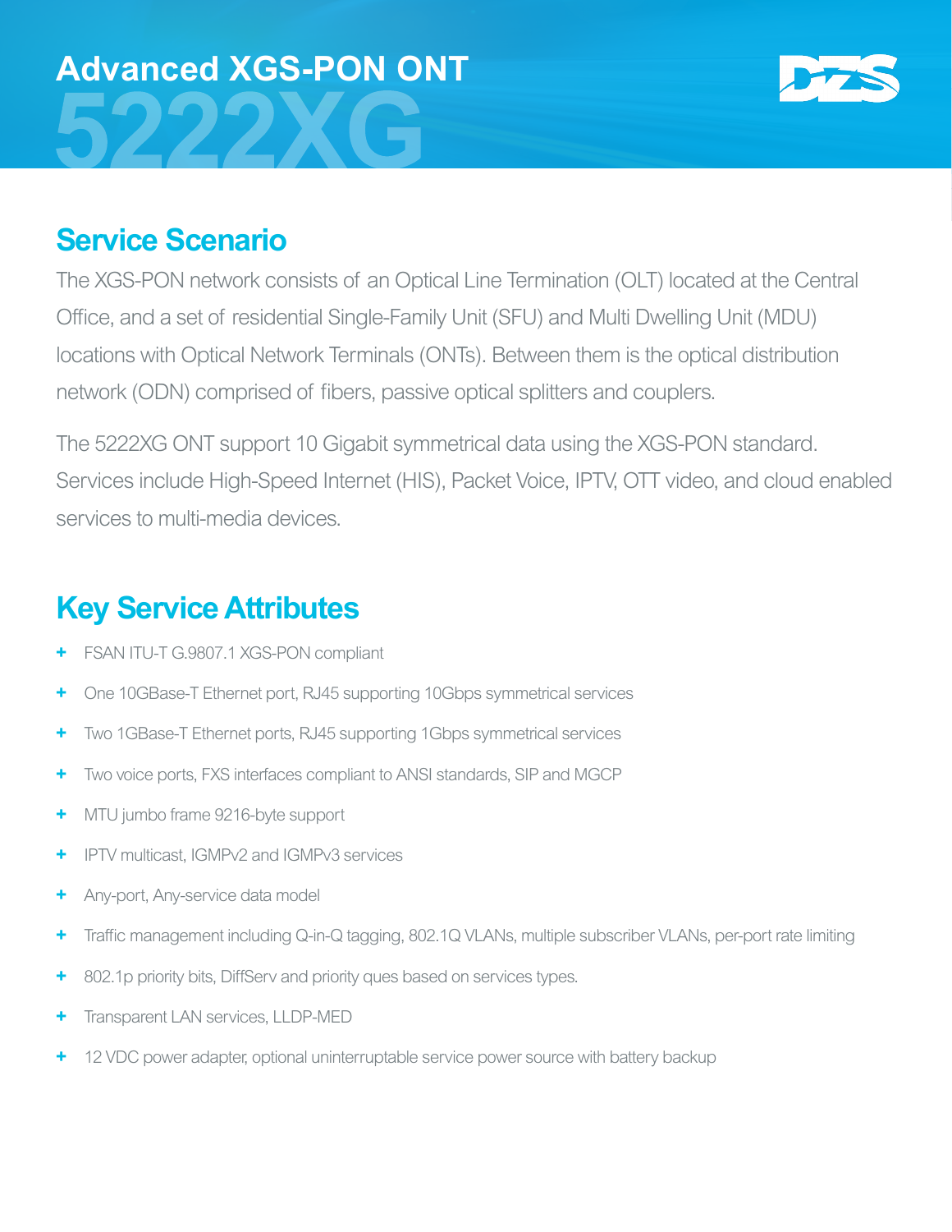# Advanced XGS-PON ONT

# 5222XG

## Service Scenario

The XGS-PON network consists of an Optical Line Termination (OLT) located at the Central Office, and a set of residential Single-Family Unit (SFU) and Multi Dwelling Unit (MDU) locations with Optical Network Terminals (ONTs). Between them is the optical distribution network (ODN) comprised of fibers, passive optical splitters and couplers.

The 5222XG ONT support 10 Gigabit symmetrical data using the XGS-PON standard. Services include High-Speed Internet (HIS), Packet Voice, IPTV, OTT video, and cloud enabled services to multi-media devices.

## Key Service Attributes

+ FSAN ITU-T G.9807.1 XGS-PON compliant
+ One 10GBase-T Ethernet port, RJ45 supporting 10Gbps symmetrical services
+ Two 1GBase-T Ethernet ports, RJ45 supporting 1Gbps symmetrical services
+ Two voice ports, FXS interfaces compliant to ANSI standards, SIP and MGCP
+ MTU jumbo frame 9216-byte support
+ IPTV multicast, IGMPv2 and IGMPv3 services
+ Any-port, Any-service data model
+ Traffic management including Q-in-Q tagging, 802.1Q VLANs, multiple subscriber VLANs, per-port rate limiting
+ 802.1p priority bits, DiffServ and priority ques based on services types.
+ Transparent LAN services, LLDP-MED
+ 12 VDC power adapter, optional uninterruptable service power source with battery backup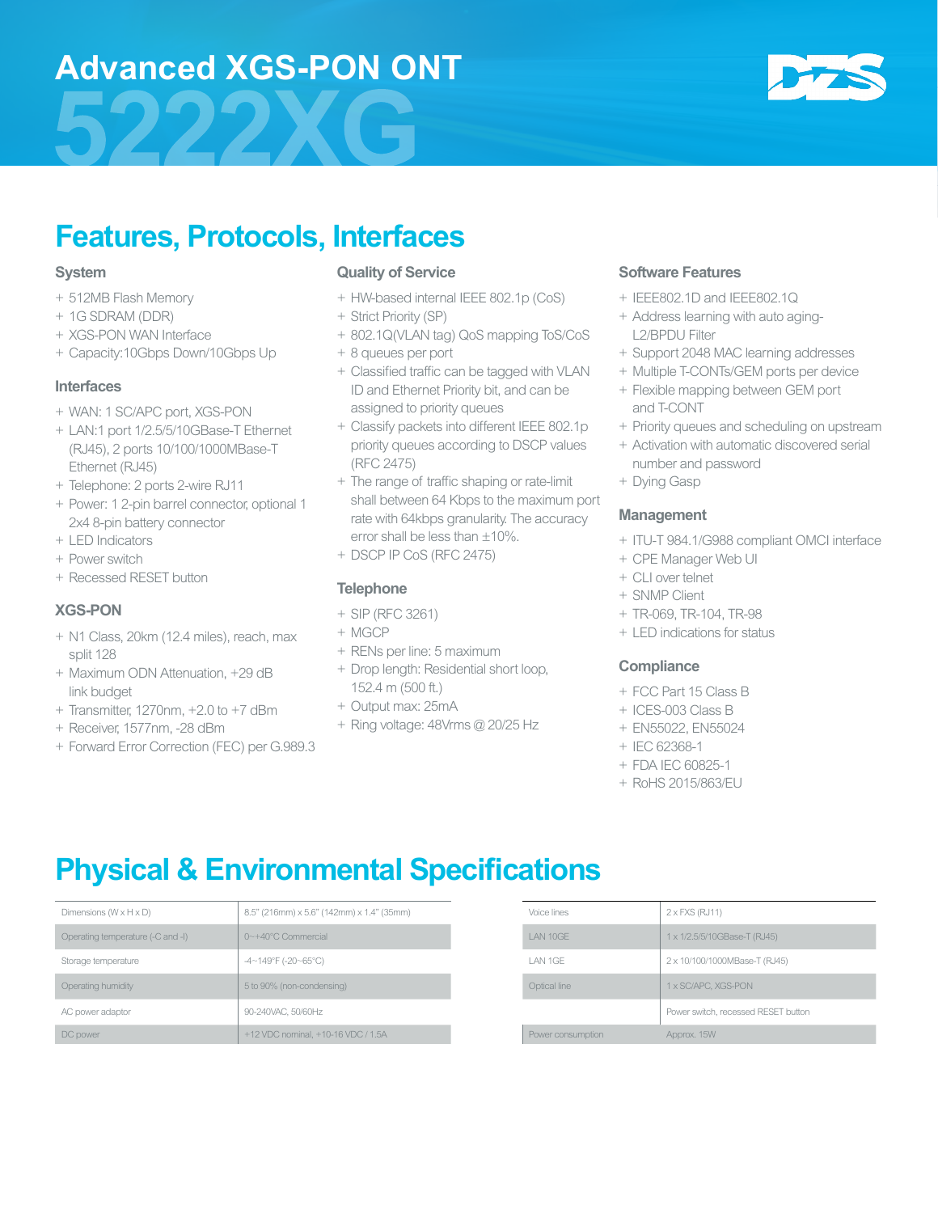# Advanced XGS-PON ONT

# 5222XG

## Features, Protocols, Interfaces

### System

- 512MB Flash Memory
- 1G SDRAM (DDR)
- XGS-PON WAN Interface
- Capacity:10Gbps Down/10Gbps Up

### Interfaces

- WAN: 1 SC/APC port, XGS-PON
- LAN:1 port 1/2.5/5/10GBase-T Ethernet (RJ45), 2 ports 10/100/1000MBase-T Ethernet (RJ45)
- Telephone: 2 ports 2-wire RJ11
- Power: 1 2-pin barrel connector, optional 1 2x4 8-pin battery connector
- LED Indicators
- Power switch
- Recessed RESET button

### XGS-PON

- N1 Class, 20km (12.4 miles), reach, max split 128
- Maximum ODN Attenuation, +29 dB link budget
- Transmitter, 1270nm, +2.0 to +7 dBm
- Receiver, 1577nm, -28 dBm
- Forward Error Correction (FEC) per G.989.3

### Quality of Service

- HW-based internal IEEE 802.1p (CoS)
- Strict Priority (SP)
- 802.1Q(VLAN tag) QoS mapping ToS/CoS
- 8 queues per port
- Classified traffic can be tagged with VLAN ID and Ethernet Priority bit, and can be assigned to priority queues
- Classify packets into different IEEE 802.1p priority queues according to DSCP values (RFC 2475)
- The range of traffic shaping or rate-limit shall between 64 Kbps to the maximum port rate with 64kbps granularity. The accuracy error shall be less than ±10%.
- DSCP IP CoS (RFC 2475)

### Telephone

- SIP (RFC 3261)
- MGCP
- RENs per line: 5 maximum
- Drop length: Residential short loop, 152.4 m (500 ft.)
- Output max: 25mA
- Ring voltage: 48Vrms @ 20/25 Hz

### Software Features

- IEEE802.1D and IEEE802.1Q
- Address learning with auto aging-L2/BPDU Filter
- Support 2048 MAC learning addresses
- Multiple T-CONTs/GEM ports per device
- Flexible mapping between GEM port and T-CONT
- Priority queues and scheduling on upstream
- Activation with automatic discovered serial number and password
- Dying Gasp

### Management

- ITU-T 984.1/G988 compliant OMCI interface
- CPE Manager Web UI
- CLI over telnet
- SNMP Client
- TR-069, TR-104, TR-98
- LED indications for status

### Compliance

- FCC Part 15 Class B
- ICES-003 Class B
- EN55022, EN55024
- IEC 62368-1
- FDA IEC 60825-1
- RoHS 2015/863/EU

## Physical & Environmental Specifications

| | |
|---|---|
| Dimensions (W x H x D) | 8.5" (216mm) x 5.6" (142mm) x 1.4" (35mm) |
| Operating temperature (-C and -I) | 0~+40°C Commercial |
| Storage temperature | -4~149°F (-20~65°C) |
| Operating humidity | 5 to 90% (non-condensing) |
| AC power adaptor | 90-240VAC, 50/60Hz |
| DC power | +12 VDC nominal, +10-16 VDC / 1.5A |

| | |
|---|---|
| Voice lines | 2 x FXS (RJ11) |
| LAN 10GE | 1 x 1/2.5/5/10GBase-T (RJ45) |
| LAN 1GE | 2 x 10/100/1000MBase-T (RJ45) |
| Optical line | 1 x SC/APC, XGS-PON |
| | Power switch, recessed RESET button |
| Power consumption | Approx. 15W |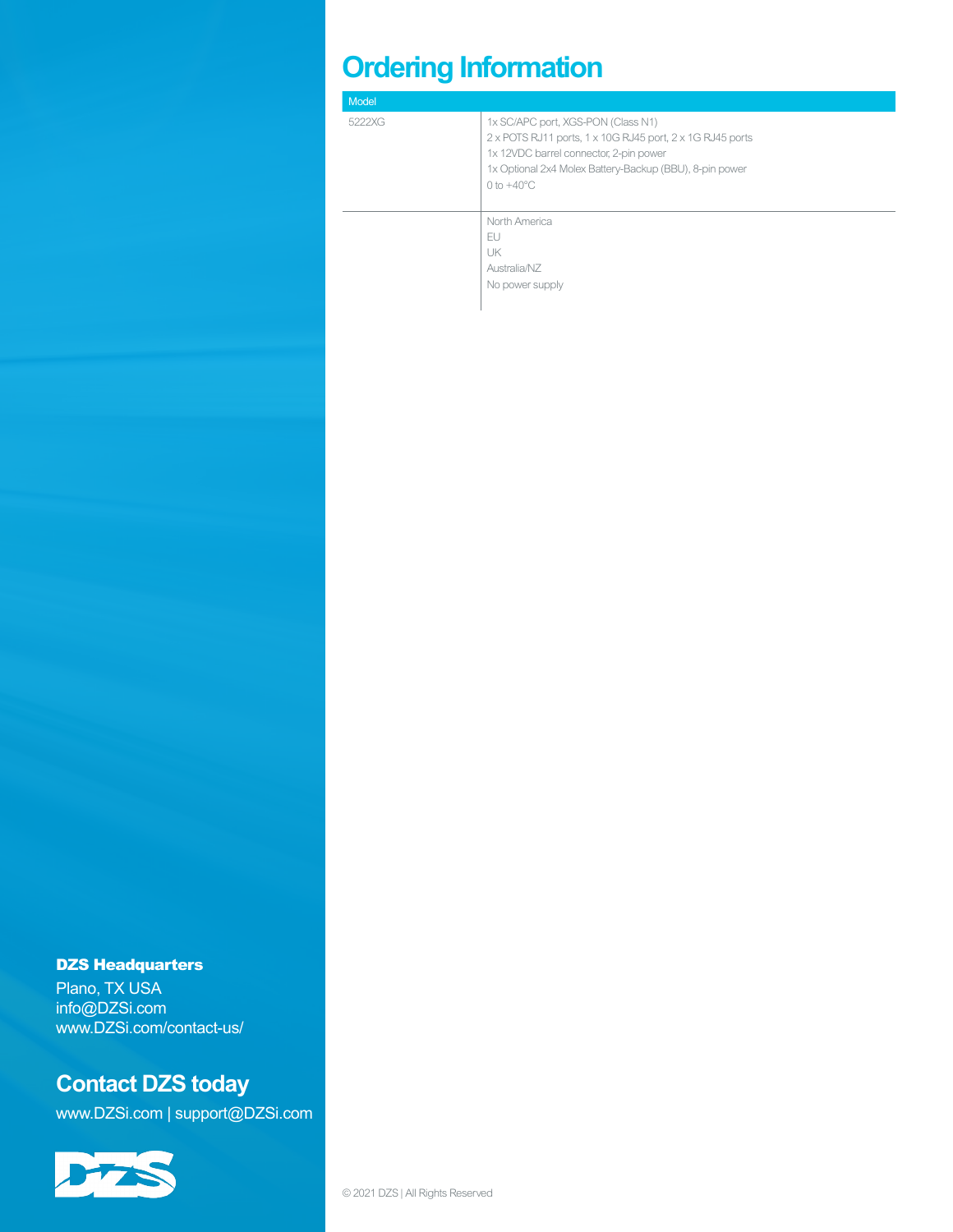## Ordering Information

| Model | |
|---|---|
| 5222XG | 1x SC/APC port, XGS-PON (Class N1)<br>2 x POTS RJ11 ports, 1 x 10G RJ45 port, 2 x 1G RJ45 ports<br>1x 12VDC barrel connector, 2-pin power<br>1x Optional 2x4 Molex Battery-Backup (BBU), 8-pin power<br>0 to +40°C |
| | North America<br>EU<br>UK<br>Australia/NZ<br>No power supply |

**DZS Headquarters**

Plano, TX USA
info@DZSi.com
www.DZSi.com/contact-us/

## Contact DZS today

www.DZSi.com | support@DZSi.com

© 2021 DZS | All Rights Reserved